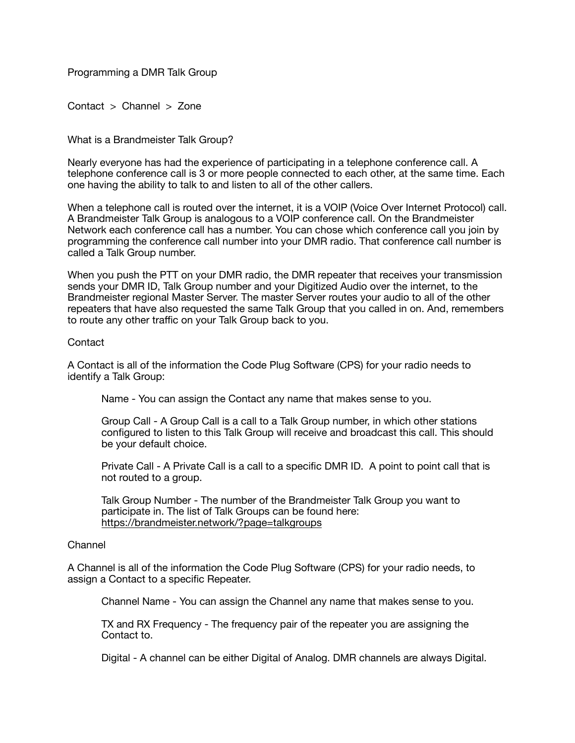# Programming a DMR Talk Group

Contact > Channel > Zone

## What is a Brandmeister Talk Group?

Nearly everyone has had the experience of participating in a telephone conference call. A telephone conference call is 3 or more people connected to each other, at the same time. Each one having the ability to talk to and listen to all of the other callers.

When a telephone call is routed over the internet, it is a VOIP (Voice Over Internet Protocol) call. A Brandmeister Talk Group is analogous to a VOIP conference call. On the Brandmeister Network each conference call has a number. You can chose which conference call you join by programming the conference call number into your DMR radio. That conference call number is called a Talk Group number.

When you push the PTT on your DMR radio, the DMR repeater that receives your transmission sends your DMR ID, Talk Group number and your Digitized Audio over the internet, to the Brandmeister regional Master Server. The master Server routes your audio to all of the other repeaters that have also requested the same Talk Group that you called in on. And, remembers to route any other traffic on your Talk Group back to you.

## Contact

A Contact is all of the information the Code Plug Software (CPS) for your radio needs to identify a Talk Group:

> Name - You can assign the Contact any name that makes sense to you.
>
> Group Call - A Group Call is a call to a Talk Group number, in which other stations configured to listen to this Talk Group will receive and broadcast this call. This should be your default choice.
>
> Private Call - A Private Call is a call to a specific DMR ID. A point to point call that is not routed to a group.
>
> Talk Group Number - The number of the Brandmeister Talk Group you want to participate in. The list of Talk Groups can be found here: https://brandmeister.network/?page=talkgroups

## Channel

A Channel is all of the information the Code Plug Software (CPS) for your radio needs, to assign a Contact to a specific Repeater.

> Channel Name - You can assign the Channel any name that makes sense to you.
>
> TX and RX Frequency - The frequency pair of the repeater you are assigning the Contact to.
>
> Digital - A channel can be either Digital of Analog. DMR channels are always Digital.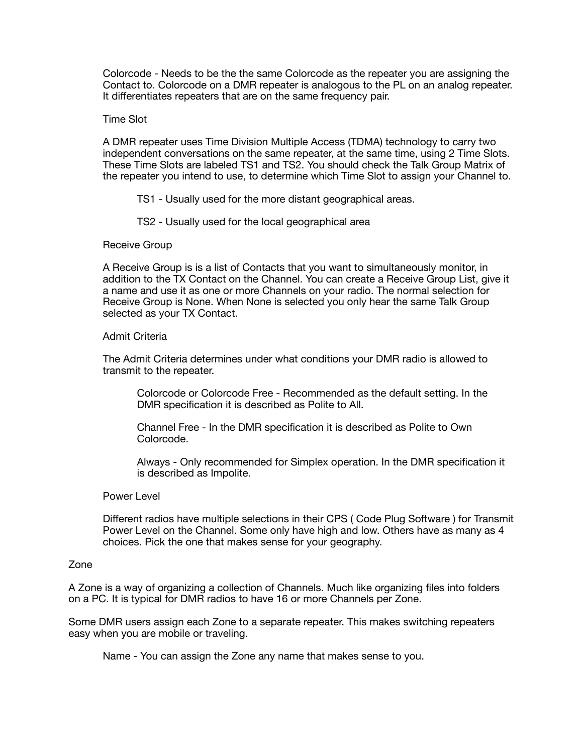Colorcode - Needs to be the the same Colorcode as the repeater you are assigning the Contact to. Colorcode on a DMR repeater is analogous to the PL on an analog repeater. It differentiates repeaters that are on the same frequency pair.

Time Slot

A DMR repeater uses Time Division Multiple Access (TDMA) technology to carry two independent conversations on the same repeater, at the same time, using 2 Time Slots. These Time Slots are labeled TS1 and TS2. You should check the Talk Group Matrix of the repeater you intend to use, to determine which Time Slot to assign your Channel to.

> TS1 - Usually used for the more distant geographical areas.
>
> TS2 - Usually used for the local geographical area

Receive Group

A Receive Group is is a list of Contacts that you want to simultaneously monitor, in addition to the TX Contact on the Channel. You can create a Receive Group List, give it a name and use it as one or more Channels on your radio. The normal selection for Receive Group is None. When None is selected you only hear the same Talk Group selected as your TX Contact.

Admit Criteria

The Admit Criteria determines under what conditions your DMR radio is allowed to transmit to the repeater.

> Colorcode or Colorcode Free - Recommended as the default setting. In the DMR specification it is described as Polite to All.
>
> Channel Free - In the DMR specification it is described as Polite to Own Colorcode.
>
> Always - Only recommended for Simplex operation. In the DMR specification it is described as Impolite.

Power Level

Different radios have multiple selections in their CPS ( Code Plug Software ) for Transmit Power Level on the Channel. Some only have high and low. Others have as many as 4 choices. Pick the one that makes sense for your geography.

Zone

A Zone is a way of organizing a collection of Channels. Much like organizing files into folders on a PC. It is typical for DMR radios to have 16 or more Channels per Zone.

Some DMR users assign each Zone to a separate repeater. This makes switching repeaters easy when you are mobile or traveling.

Name - You can assign the Zone any name that makes sense to you.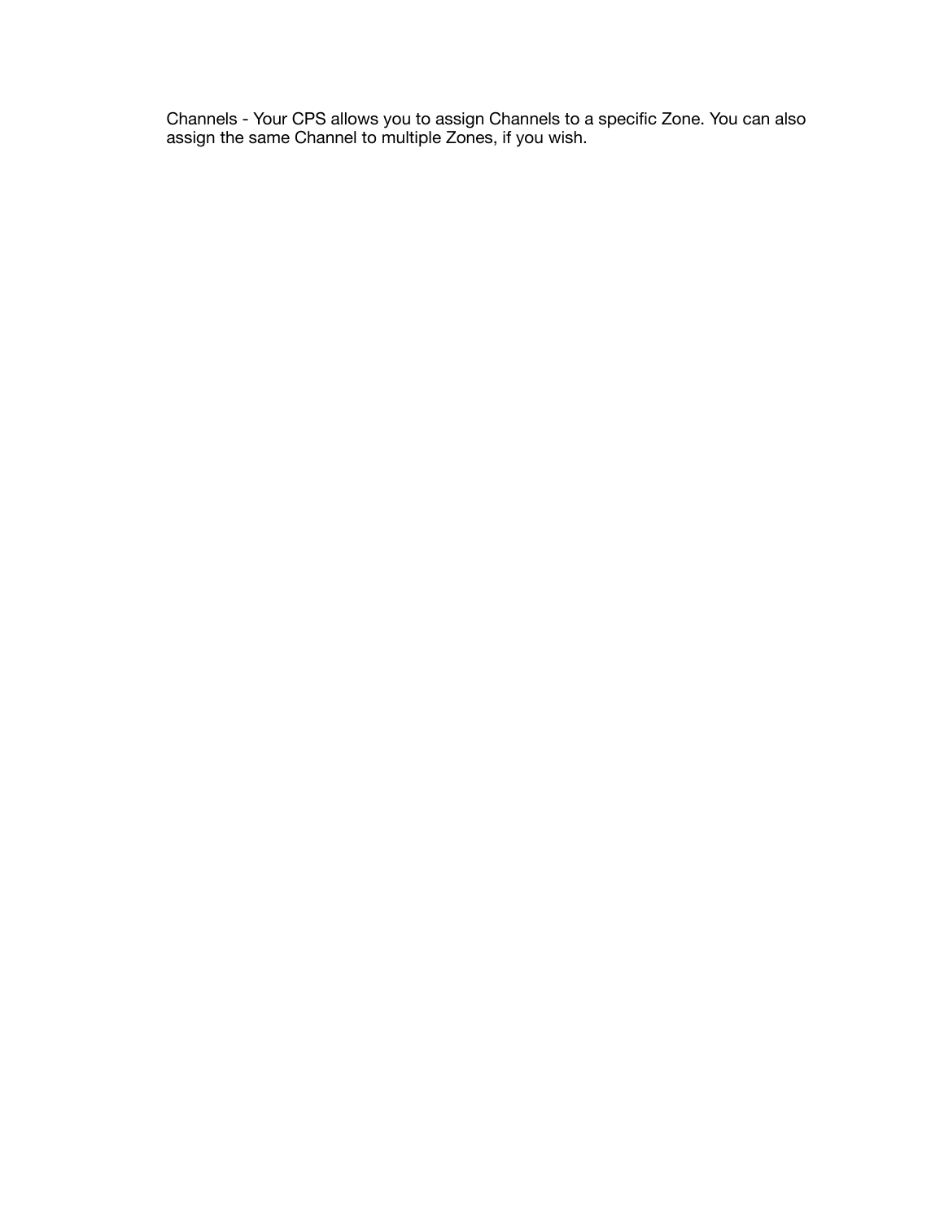Channels - Your CPS allows you to assign Channels to a specific Zone. You can also assign the same Channel to multiple Zones, if you wish.